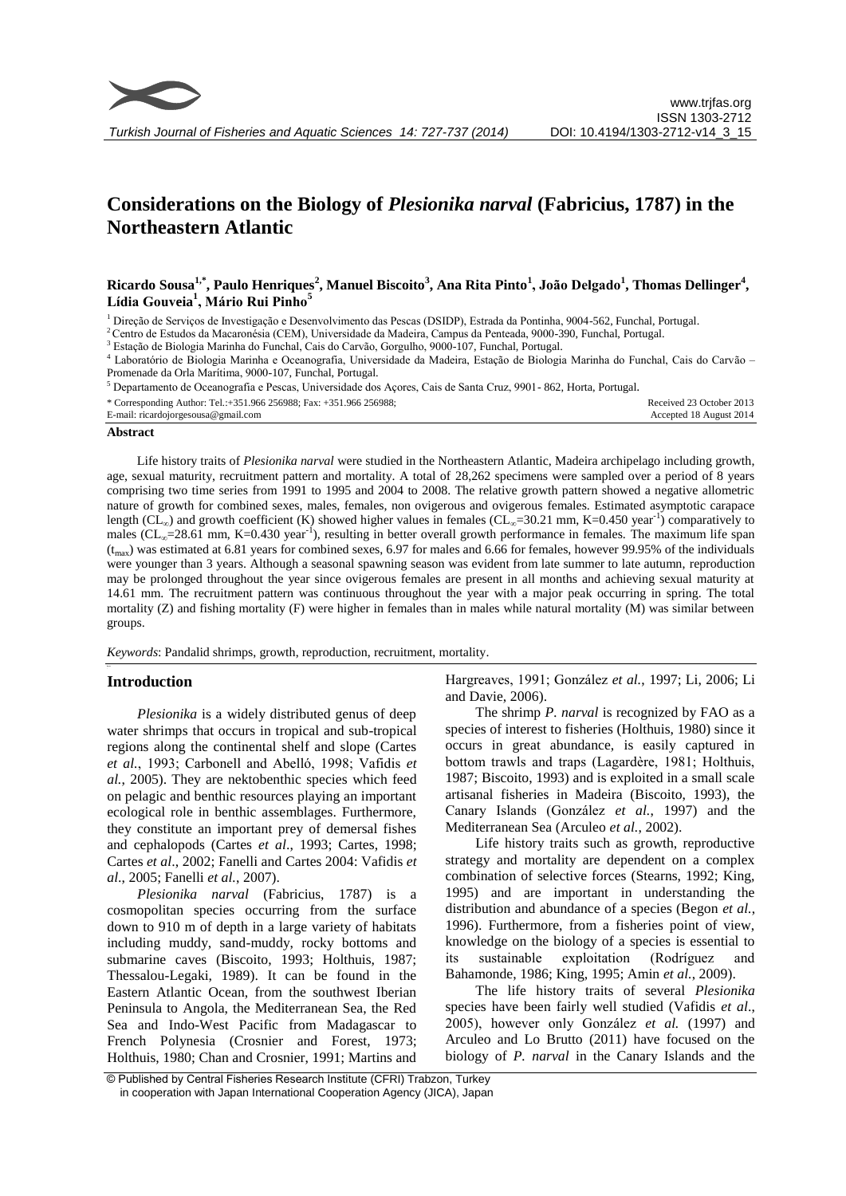# Considerations on the Biology of *Plesionika narval* (Fabricius, 1787) in the Northeastern Atlantic

**Ricardo Sousa[1,*], Paulo Henriques[2], Manuel Biscoito[3], Ana Rita Pinto[1], João Delgado[1], Thomas Dellinger[4], Lídia Gouveia[1], Mário Rui Pinho[5]**

[1] Direção de Serviços de Investigação e Desenvolvimento das Pescas (DSIDP), Estrada da Pontinha, 9004-562, Funchal, Portugal.

[2] Centro de Estudos da Macaronésia (CEM), Universidade da Madeira, Campus da Penteada, 9000-390, Funchal, Portugal.

[3] Estação de Biologia Marinha do Funchal, Cais do Carvão, Gorgulho, 9000-107, Funchal, Portugal.

[4] Laboratório de Biologia Marinha e Oceanografia, Universidade da Madeira, Estação de Biologia Marinha do Funchal, Cais do Carvão – Promenade da Orla Marítima, 9000-107, Funchal, Portugal.

[5] Departamento de Oceanografia e Pescas, Universidade dos Açores, Cais de Santa Cruz, 9901- 862, Horta, Portugal.

\* Corresponding Author: Tel.:+351.966 256988; Fax: +351.966 256988;
E-mail: ricardojorgesousa@gmail.com

Received 23 October 2013
Accepted 18 August 2014

## Abstract

Life history traits of *Plesionika narval* were studied in the Northeastern Atlantic, Madeira archipelago including growth, age, sexual maturity, recruitment pattern and mortality. A total of 28,262 specimens were sampled over a period of 8 years comprising two time series from 1991 to 1995 and 2004 to 2008. The relative growth pattern showed a negative allometric nature of growth for combined sexes, males, females, non ovigerous and ovigerous females. Estimated asymptotic carapace length ($CL_{\infty}$) and growth coefficient (K) showed higher values in females ($CL_{\infty}$=30.21 mm, K=0.450 year$^{-1}$) comparatively to males ($CL_{\infty}$=28.61 mm, K=0.430 year$^{-1}$), resulting in better overall growth performance in females. The maximum life span ($t_{max}$) was estimated at 6.81 years for combined sexes, 6.97 for males and 6.66 for females, however 99.95% of the individuals were younger than 3 years. Although a seasonal spawning season was evident from late summer to late autumn, reproduction may be prolonged throughout the year since ovigerous females are present in all months and achieving sexual maturity at 14.61 mm. The recruitment pattern was continuous throughout the year with a major peak occurring in spring. The total mortality (Z) and fishing mortality (F) were higher in females than in males while natural mortality (M) was similar between groups.

*Keywords*: Pandalid shrimps, growth, reproduction, recruitment, mortality.

## Introduction

*Plesionika* is a widely distributed genus of deep water shrimps that occurs in tropical and sub-tropical regions along the continental shelf and slope (Cartes *et al.*, 1993; Carbonell and Abelló, 1998; Vafidis *et al.*, 2005). They are nektobenthic species which feed on pelagic and benthic resources playing an important ecological role in benthic assemblages. Furthermore, they constitute an important prey of demersal fishes and cephalopods (Cartes *et al*., 1993; Cartes, 1998; Cartes *et al*., 2002; Fanelli and Cartes 2004: Vafidis *et al*., 2005; Fanelli *et al.*, 2007).

*Plesionika narval* (Fabricius, 1787) is a cosmopolitan species occurring from the surface down to 910 m of depth in a large variety of habitats including muddy, sand-muddy, rocky bottoms and submarine caves (Biscoito, 1993; Holthuis, 1987; Thessalou-Legaki, 1989). It can be found in the Eastern Atlantic Ocean, from the southwest Iberian Peninsula to Angola, the Mediterranean Sea, the Red Sea and Indo-West Pacific from Madagascar to French Polynesia (Crosnier and Forest, 1973; Holthuis, 1980; Chan and Crosnier, 1991; Martins and Hargreaves, 1991; González *et al.*, 1997; Li, 2006; Li and Davie, 2006).

The shrimp *P. narval* is recognized by FAO as a species of interest to fisheries (Holthuis, 1980) since it occurs in great abundance, is easily captured in bottom trawls and traps (Lagardère, 1981; Holthuis, 1987; Biscoito, 1993) and is exploited in a small scale artisanal fisheries in Madeira (Biscoito, 1993), the Canary Islands (González *et al.*, 1997) and the Mediterranean Sea (Arculeo *et al.*, 2002).

Life history traits such as growth, reproductive strategy and mortality are dependent on a complex combination of selective forces (Stearns, 1992; King, 1995) and are important in understanding the distribution and abundance of a species (Begon *et al.*, 1996). Furthermore, from a fisheries point of view, knowledge on the biology of a species is essential to its sustainable exploitation (Rodríguez and Bahamonde, 1986; King, 1995; Amin *et al.*, 2009).

The life history traits of several *Plesionika* species have been fairly well studied (Vafidis *et al*., 2005), however only González *et al.* (1997) and Arculeo and Lo Brutto (2011) have focused on the biology of *P. narval* in the Canary Islands and the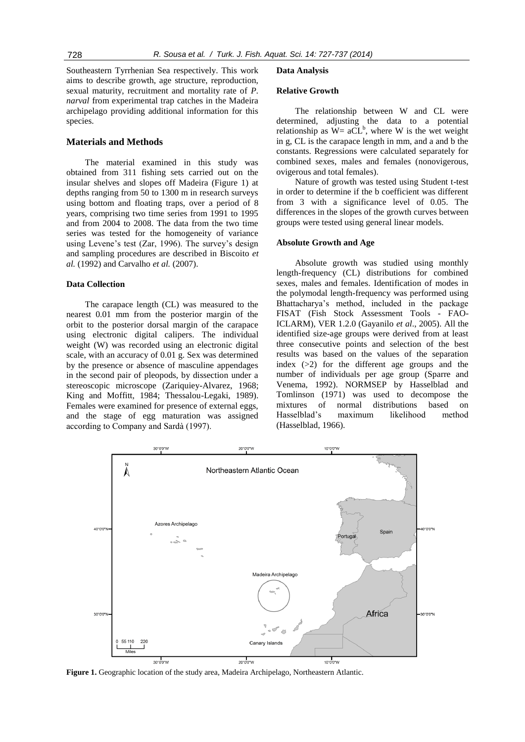Southeastern Tyrrhenian Sea respectively. This work aims to describe growth, age structure, reproduction, sexual maturity, recruitment and mortality rate of *P. narval* from experimental trap catches in the Madeira archipelago providing additional information for this species.

## Materials and Methods

The material examined in this study was obtained from 311 fishing sets carried out on the insular shelves and slopes off Madeira (Figure 1) at depths ranging from 50 to 1300 m in research surveys using bottom and floating traps, over a period of 8 years, comprising two time series from 1991 to 1995 and from 2004 to 2008. The data from the two time series was tested for the homogeneity of variance using Levene's test (Zar, 1996). The survey's design and sampling procedures are described in Biscoito *et al.* (1992) and Carvalho *et al.* (2007).

### Data Collection

The carapace length (CL) was measured to the nearest 0.01 mm from the posterior margin of the orbit to the posterior dorsal margin of the carapace using electronic digital calipers. The individual weight (W) was recorded using an electronic digital scale, with an accuracy of 0.01 g. Sex was determined by the presence or absence of masculine appendages in the second pair of pleopods, by dissection under a stereoscopic microscope (Zariquiey-Alvarez, 1968; King and Moffitt, 1984; Thessalou-Legaki, 1989). Females were examined for presence of external eggs, and the stage of egg maturation was assigned according to Company and Sardà (1997).

### Data Analysis

### Relative Growth

The relationship between W and CL were determined, adjusting the data to a potential relationship as $W = aCL^b$, where W is the wet weight in g, CL is the carapace length in mm, and a and b the constants. Regressions were calculated separately for combined sexes, males and females (nonovigerous, ovigerous and total females).

Nature of growth was tested using Student t-test in order to determine if the b coefficient was different from 3 with a significance level of 0.05. The differences in the slopes of the growth curves between groups were tested using general linear models.

### Absolute Growth and Age

Absolute growth was studied using monthly length-frequency (CL) distributions for combined sexes, males and females. Identification of modes in the polymodal length-frequency was performed using Bhattacharya's method, included in the package FISAT (Fish Stock Assessment Tools - FAO-ICLARM), VER 1.2.0 (Gayanilo *et al*., 2005). All the identified size-age groups were derived from at least three consecutive points and selection of the best results was based on the values of the separation index (>2) for the different age groups and the number of individuals per age group (Sparre and Venema, 1992). NORMSEP by Hasselblad and Tomlinson (1971) was used to decompose the mixtures of normal distributions based on Hasselblad's maximum likelihood method (Hasselblad, 1966).

**Figure 1.** Geographic location of the study area, Madeira Archipelago, Northeastern Atlantic.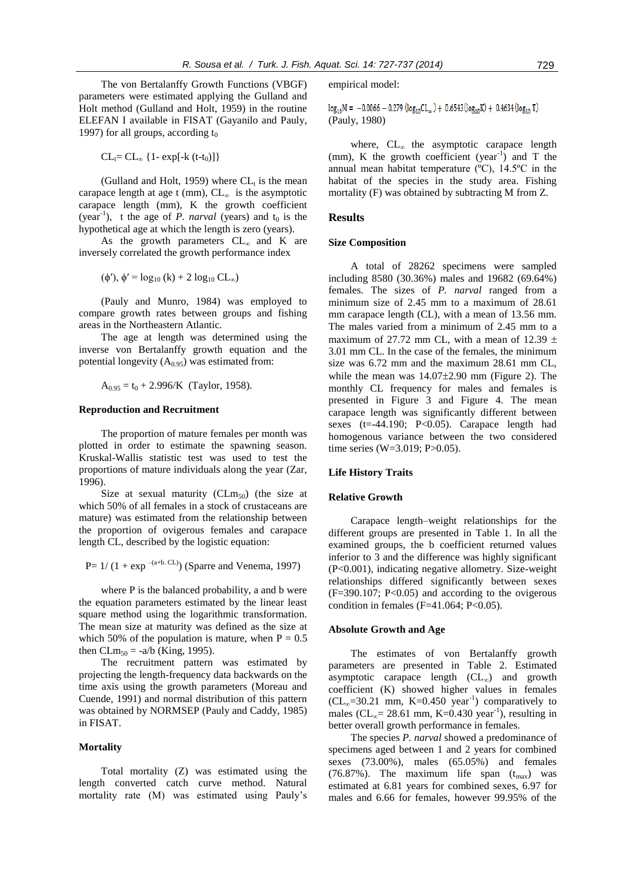The von Bertalanffy Growth Functions (VBGF) parameters were estimated applying the Gulland and Holt method (Gulland and Holt, 1959) in the routine ELEFAN I available in FISAT (Gayanilo and Pauly, 1997) for all groups, according $t_0$

$$CL_t = CL_\infty \{1 - \exp[-k(t-t_0)]\}$$

(Gulland and Holt, 1959) where $CL_t$ is the mean carapace length at age t (mm), $CL_\infty$ is the asymptotic carapace length (mm), K the growth coefficient (year$^{-1}$), t the age of *P. narval* (years) and $t_0$ is the hypothetical age at which the length is zero (years).

As the growth parameters $CL_\infty$ and K are inversely correlated the growth performance index

$$(\phi'),\ \phi' = \log_{10}(k) + 2\log_{10} CL_\infty)$$

(Pauly and Munro, 1984) was employed to compare growth rates between groups and fishing areas in the Northeastern Atlantic.

The age at length was determined using the inverse von Bertalanffy growth equation and the potential longevity ($A_{0.95}$) was estimated from:

$$A_{0.95} = t_0 + 2.996/K \quad \text{(Taylor, 1958).}$$

### Reproduction and Recruitment

The proportion of mature females per month was plotted in order to estimate the spawning season. Kruskal-Wallis statistic test was used to test the proportions of mature individuals along the year (Zar, 1996).

Size at sexual maturity ($CLm_{50}$) (the size at which 50% of all females in a stock of crustaceans are mature) was estimated from the relationship between the proportion of ovigerous females and carapace length CL, described by the logistic equation:

$$P = 1/(1 + \exp^{-(a+b.\,CL)}) \quad \text{(Sparre and Venema, 1997)}$$

where P is the balanced probability, a and b were the equation parameters estimated by the linear least square method using the logarithmic transformation. The mean size at maturity was defined as the size at which 50% of the population is mature, when $P = 0.5$ then $CLm_{50} = -a/b$ (King, 1995).

The recruitment pattern was estimated by projecting the length-frequency data backwards on the time axis using the growth parameters (Moreau and Cuende, 1991) and normal distribution of this pattern was obtained by NORMSEP (Pauly and Caddy, 1985) in FISAT.

### Mortality

Total mortality (Z) was estimated using the length converted catch curve method. Natural mortality rate (M) was estimated using Pauly's empirical model:

$$\log_{10} M = -0.0066 - 0.279(\log_{10} CL_\infty) + 0.6543(\log_{10} K) + 0.4634(\log_{10} T)$$

(Pauly, 1980)

where, $CL_\infty$ the asymptotic carapace length (mm), K the growth coefficient (year$^{-1}$) and T the annual mean habitat temperature (ºC), 14.5ºC in the habitat of the species in the study area. Fishing mortality (F) was obtained by subtracting M from Z.

## Results

### Size Composition

A total of 28262 specimens were sampled including 8580 (30.36%) males and 19682 (69.64%) females. The sizes of *P. narval* ranged from a minimum size of 2.45 mm to a maximum of 28.61 mm carapace length (CL), with a mean of 13.56 mm. The males varied from a minimum of 2.45 mm to a maximum of 27.72 mm CL, with a mean of 12.39 ± 3.01 mm CL. In the case of the females, the minimum size was 6.72 mm and the maximum 28.61 mm CL, while the mean was 14.07±2.90 mm (Figure 2). The monthly CL frequency for males and females is presented in Figure 3 and Figure 4. The mean carapace length was significantly different between sexes ($t=-44.190$; $P<0.05$). Carapace length had homogenous variance between the two considered time series ($W=3.019$; $P>0.05$).

### Life History Traits

### Relative Growth

Carapace length–weight relationships for the different groups are presented in Table 1. In all the examined groups, the b coefficient returned values inferior to 3 and the difference was highly significant ($P<0.001$), indicating negative allometry. Size-weight relationships differed significantly between sexes ($F=390.107$; $P<0.05$) and according to the ovigerous condition in females ($F=41.064$; $P<0.05$).

### Absolute Growth and Age

The estimates of von Bertalanffy growth parameters are presented in Table 2. Estimated asymptotic carapace length ($CL_\infty$) and growth coefficient (K) showed higher values in females ($CL_\infty$=30.21 mm, K=0.450 year$^{-1}$) comparatively to males ($CL_\infty$= 28.61 mm, K=0.430 year$^{-1}$), resulting in better overall growth performance in females.

The species *P. narval* showed a predominance of specimens aged between 1 and 2 years for combined sexes (73.00%), males (65.05%) and females (76.87%). The maximum life span ($t_{max}$) was estimated at 6.81 years for combined sexes, 6.97 for males and 6.66 for females, however 99.95% of the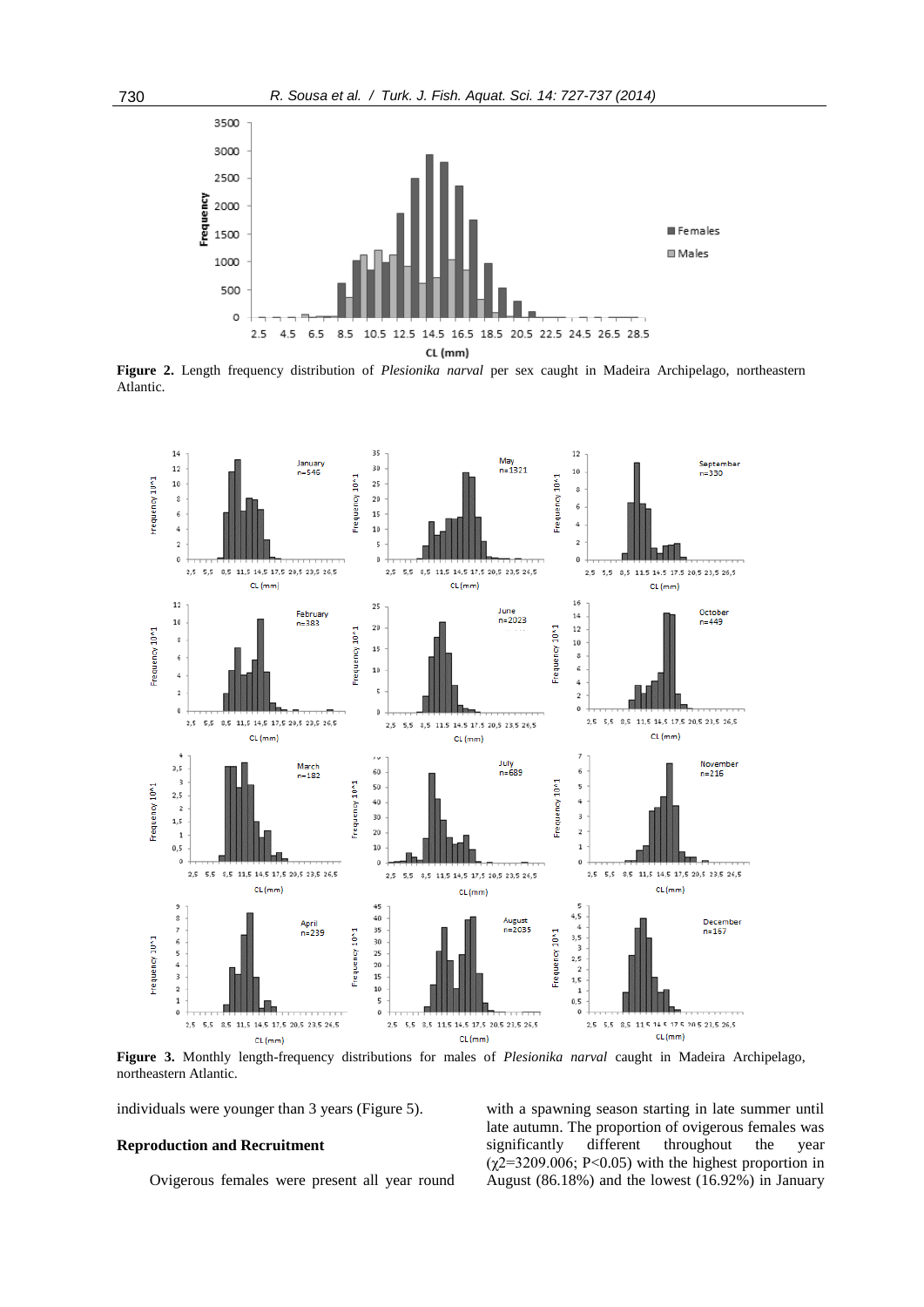**Figure 2.** Length frequency distribution of *Plesionika narval* per sex caught in Madeira Archipelago, northeastern Atlantic.

**Figure 3.** Monthly length-frequency distributions for males of *Plesionika narval* caught in Madeira Archipelago, northeastern Atlantic.

individuals were younger than 3 years (Figure 5).

### Reproduction and Recruitment

Ovigerous females were present all year round with a spawning season starting in late summer until late autumn. The proportion of ovigerous females was significantly different throughout the year ($\chi2$=3209.006; $P<0.05$) with the highest proportion in August (86.18%) and the lowest (16.92%) in January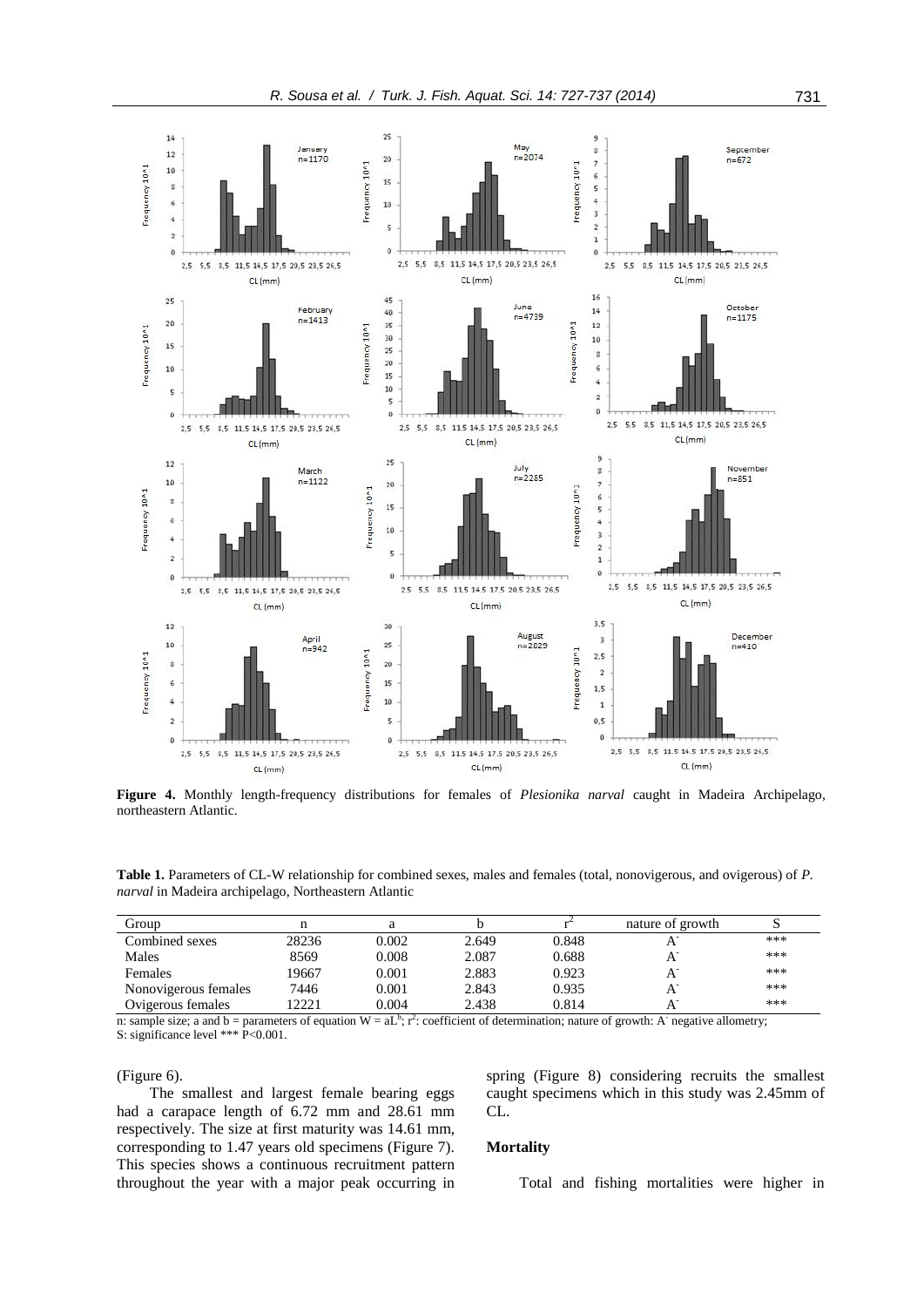**Figure 4.** Monthly length-frequency distributions for females of *Plesionika narval* caught in Madeira Archipelago, northeastern Atlantic.

**Table 1.** Parameters of CL-W relationship for combined sexes, males and females (total, nonovigerous, and ovigerous) of *P. narval* in Madeira archipelago, Northeastern Atlantic

| Group | n | a | b | $r^2$ | nature of growth | S |
|---|---|---|---|---|---|---|
| Combined sexes | 28236 | 0.002 | 2.649 | 0.848 | $A^-$ | *** |
| Males | 8569 | 0.008 | 2.087 | 0.688 | $A^-$ | *** |
| Females | 19667 | 0.001 | 2.883 | 0.923 | $A^-$ | *** |
| Nonovigerous females | 7446 | 0.001 | 2.843 | 0.935 | $A^-$ | *** |
| Ovigerous females | 12221 | 0.004 | 2.438 | 0.814 | $A^-$ | *** |

n: sample size; a and b = parameters of equation $W = aL^b$; $r^2$: coefficient of determination; nature of growth: $A^-$ negative allometry; S: significance level *** P<0.001.

(Figure 6).

The smallest and largest female bearing eggs had a carapace length of 6.72 mm and 28.61 mm respectively. The size at first maturity was 14.61 mm, corresponding to 1.47 years old specimens (Figure 7). This species shows a continuous recruitment pattern throughout the year with a major peak occurring in spring (Figure 8) considering recruits the smallest caught specimens which in this study was 2.45mm of CL.

## Mortality

Total and fishing mortalities were higher in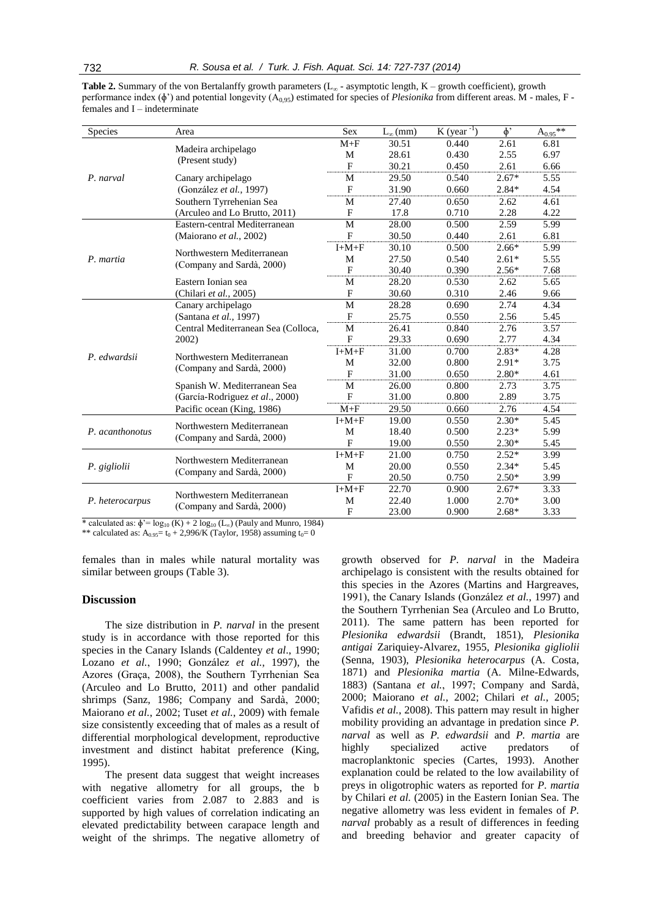**Table 2.** Summary of the von Bertalanffy growth parameters ($L_\infty$ - asymptotic length, K – growth coefficient), growth performance index (ϕ') and potential longevity ($A_{0,95}$) estimated for species of *Plesionika* from different areas. M - males, F - females and I – indeterminate

| Species | Area | Sex | $L_\infty$ (mm) | K (year$^{-1}$) | ϕ' | $A_{0,95}$** |
|---|---|---|---|---|---|---|
| *P. narval* | Madeira archipelago (Present study) | M+F | 30.51 | 0.440 | 2.61 | 6.81 |
| | | M | 28.61 | 0.430 | 2.55 | 6.97 |
| | | F | 30.21 | 0.450 | 2.61 | 6.66 |
| | Canary archipelago (González *et al.*, 1997) | M | 29.50 | 0.540 | 2.67* | 5.55 |
| | | F | 31.90 | 0.660 | 2.84* | 4.54 |
| | Southern Tyrrehenian Sea (Arculeo and Lo Brutto, 2011) | M | 27.40 | 0.650 | 2.62 | 4.61 |
| | | F | 17.8 | 0.710 | 2.28 | 4.22 |
| *P. martia* | Eastern-central Mediterranean (Maiorano *et al.*, 2002) | M | 28.00 | 0.500 | 2.59 | 5.99 |
| | | F | 30.50 | 0.440 | 2.61 | 6.81 |
| | Northwestern Mediterranean (Company and Sardà, 2000) | I+M+F | 30.10 | 0.500 | 2.66* | 5.99 |
| | | M | 27.50 | 0.540 | 2.61* | 5.55 |
| | | F | 30.40 | 0.390 | 2.56* | 7.68 |
| | Eastern Ionian sea (Chilari *et al.*, 2005) | M | 28.20 | 0.530 | 2.62 | 5.65 |
| | | F | 30.60 | 0.310 | 2.46 | 9.66 |
| *P. edwardsii* | Canary archipelago (Santana *et al.*, 1997) | M | 28.28 | 0.690 | 2.74 | 4.34 |
| | | F | 25.75 | 0.550 | 2.56 | 5.45 |
| | Central Mediterranean Sea (Colloca, 2002) | M | 26.41 | 0.840 | 2.76 | 3.57 |
| | | F | 29.33 | 0.690 | 2.77 | 4.34 |
| | Northwestern Mediterranean (Company and Sardà, 2000) | I+M+F | 31.00 | 0.700 | 2.83* | 4.28 |
| | | M | 32.00 | 0.800 | 2.91* | 3.75 |
| | | F | 31.00 | 0.650 | 2.80* | 4.61 |
| | Spanish W. Mediterranean Sea (García-Rodriguez *et al.*, 2000) | M | 26.00 | 0.800 | 2.73 | 3.75 |
| | | F | 31.00 | 0.800 | 2.89 | 3.75 |
| | Pacific ocean (King, 1986) | M+F | 29.50 | 0.660 | 2.76 | 4.54 |
| *P. acanthonotus* | Northwestern Mediterranean (Company and Sardà, 2000) | I+M+F | 19.00 | 0.550 | 2.30* | 5.45 |
| | | M | 18.40 | 0.500 | 2.23* | 5.99 |
| | | F | 19.00 | 0.550 | 2.30* | 5.45 |
| *P. gigliolii* | Northwestern Mediterranean (Company and Sardà, 2000) | I+M+F | 21.00 | 0.750 | 2.52* | 3.99 |
| | | M | 20.00 | 0.550 | 2.34* | 5.45 |
| | | F | 20.50 | 0.750 | 2.50* | 3.99 |
| *P. heterocarpus* | Northwestern Mediterranean (Company and Sardà, 2000) | I+M+F | 22.70 | 0.900 | 2.67* | 3.33 |
| | | M | 22.40 | 1.000 | 2.70* | 3.00 |
| | | F | 23.00 | 0.900 | 2.68* | 3.33 |

\* calculated as: ϕ'= $\log_{10}$ (K) + 2 $\log_{10}$ ($L_\infty$) (Pauly and Munro, 1984)

\*\* calculated as: $A_{0,95}$= $t_0$ + 2,996/K (Taylor, 1958) assuming $t_0$= 0

females than in males while natural mortality was similar between groups (Table 3).

## Discussion

The size distribution in *P. narval* in the present study is in accordance with those reported for this species in the Canary Islands (Caldentey *et al*., 1990; Lozano *et al.*, 1990; González *et al.*, 1997), the Azores (Graça, 2008), the Southern Tyrrhenian Sea (Arculeo and Lo Brutto, 2011) and other pandalid shrimps (Sanz, 1986; Company and Sardà, 2000; Maiorano *et al.*, 2002; Tuset *et al.*, 2009) with female size consistently exceeding that of males as a result of differential morphological development, reproductive investment and distinct habitat preference (King, 1995).

The present data suggest that weight increases with negative allometry for all groups, the b coefficient varies from 2.087 to 2.883 and is supported by high values of correlation indicating an elevated predictability between carapace length and weight of the shrimps. The negative allometry of growth observed for *P. narval* in the Madeira archipelago is consistent with the results obtained for this species in the Azores (Martins and Hargreaves, 1991), the Canary Islands (González *et al.*, 1997) and the Southern Tyrrhenian Sea (Arculeo and Lo Brutto, 2011). The same pattern has been reported for *Plesionika edwardsii* (Brandt, 1851), *Plesionika antigai* Zariquiey-Alvarez, 1955, *Plesionika gigliolii* (Senna, 1903), *Plesionika heterocarpus* (A. Costa, 1871) and *Plesionika martia* (A. Milne-Edwards, 1883) (Santana *et al.*, 1997; Company and Sardà, 2000; Maiorano *et al.*, 2002; Chilari *et al.*, 2005; Vafidis *et al.*, 2008). This pattern may result in higher mobility providing an advantage in predation since *P. narval* as well as *P. edwardsii* and *P. martia* are highly specialized active predators of macroplanktonic species (Cartes, 1993). Another explanation could be related to the low availability of preys in oligotrophic waters as reported for *P. martia* by Chilari *et al.* (2005) in the Eastern Ionian Sea. The negative allometry was less evident in females of *P. narval* probably as a result of differences in feeding and breeding behavior and greater capacity of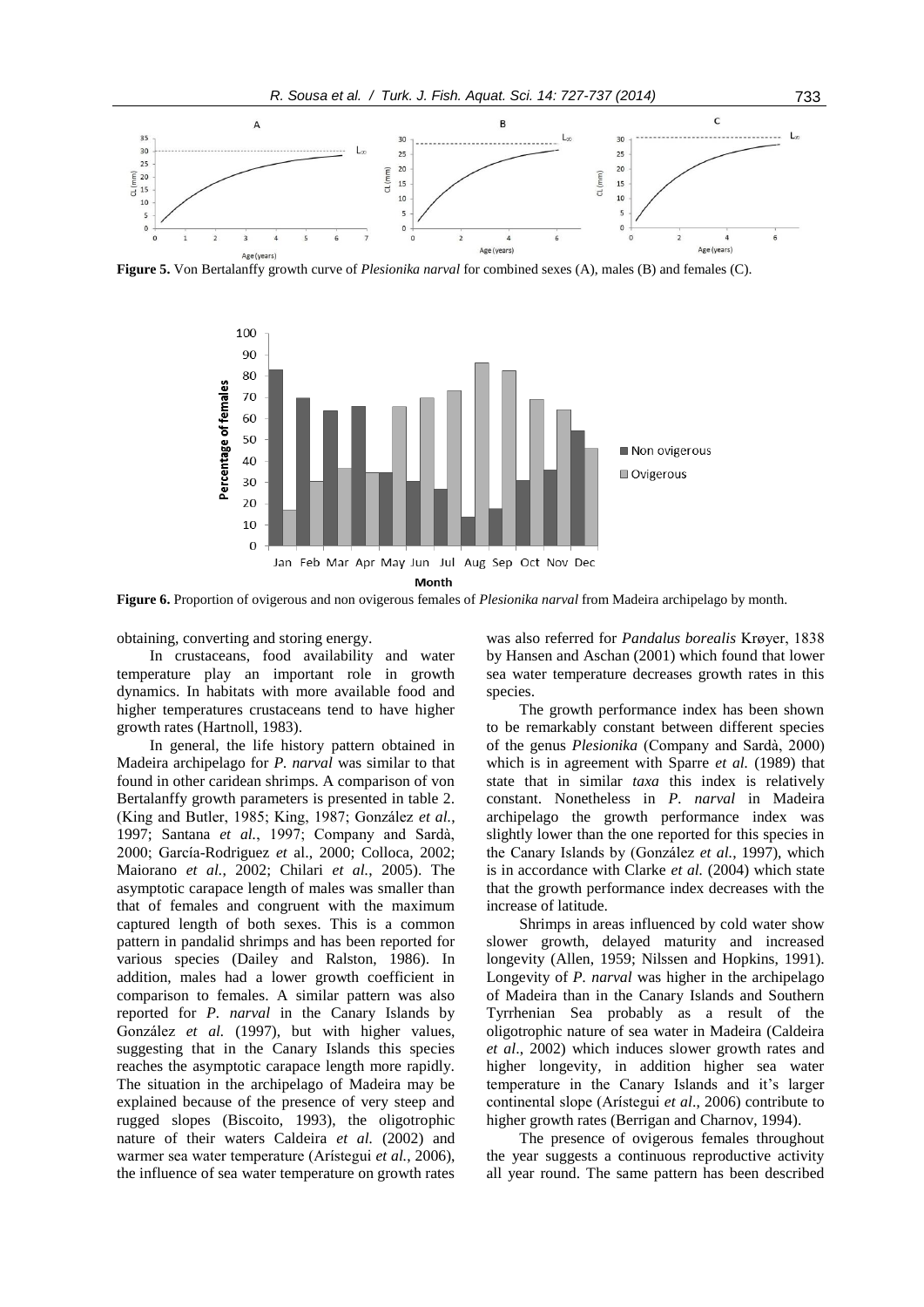Figure 5. Von Bertalanffy growth curve of *Plesionika narval* for combined sexes (A), males (B) and females (C).

Figure 6. Proportion of ovigerous and non ovigerous females of *Plesionika narval* from Madeira archipelago by month.

obtaining, converting and storing energy.

In crustaceans, food availability and water temperature play an important role in growth dynamics. In habitats with more available food and higher temperatures crustaceans tend to have higher growth rates (Hartnoll, 1983).

In general, the life history pattern obtained in Madeira archipelago for *P. narval* was similar to that found in other caridean shrimps. A comparison of von Bertalanffy growth parameters is presented in table 2. (King and Butler, 1985; King, 1987; González *et al.*, 1997; Santana *et al.*, 1997; Company and Sardà, 2000; García-Rodriguez *et* al., 2000; Colloca, 2002; Maiorano *et al.*, 2002; Chilari *et al.*, 2005). The asymptotic carapace length of males was smaller than that of females and congruent with the maximum captured length of both sexes. This is a common pattern in pandalid shrimps and has been reported for various species (Dailey and Ralston, 1986). In addition, males had a lower growth coefficient in comparison to females. A similar pattern was also reported for *P. narval* in the Canary Islands by González *et al.* (1997), but with higher values, suggesting that in the Canary Islands this species reaches the asymptotic carapace length more rapidly. The situation in the archipelago of Madeira may be explained because of the presence of very steep and rugged slopes (Biscoito, 1993), the oligotrophic nature of their waters Caldeira *et al.* (2002) and warmer sea water temperature (Arístegui *et al.*, 2006), the influence of sea water temperature on growth rates was also referred for *Pandalus borealis* Krøyer, 1838 by Hansen and Aschan (2001) which found that lower sea water temperature decreases growth rates in this species.

The growth performance index has been shown to be remarkably constant between different species of the genus *Plesionika* (Company and Sardà, 2000) which is in agreement with Sparre *et al.* (1989) that state that in similar *taxa* this index is relatively constant. Nonetheless in *P. narval* in Madeira archipelago the growth performance index was slightly lower than the one reported for this species in the Canary Islands by (González *et al.*, 1997), which is in accordance with Clarke *et al.* (2004) which state that the growth performance index decreases with the increase of latitude.

Shrimps in areas influenced by cold water show slower growth, delayed maturity and increased longevity (Allen, 1959; Nilssen and Hopkins, 1991). Longevity of *P. narval* was higher in the archipelago of Madeira than in the Canary Islands and Southern Tyrrhenian Sea probably as a result of the oligotrophic nature of sea water in Madeira (Caldeira *et al.*, 2002) which induces slower growth rates and higher longevity, in addition higher sea water temperature in the Canary Islands and it's larger continental slope (Arístegui *et al*., 2006) contribute to higher growth rates (Berrigan and Charnov, 1994).

The presence of ovigerous females throughout the year suggests a continuous reproductive activity all year round. The same pattern has been described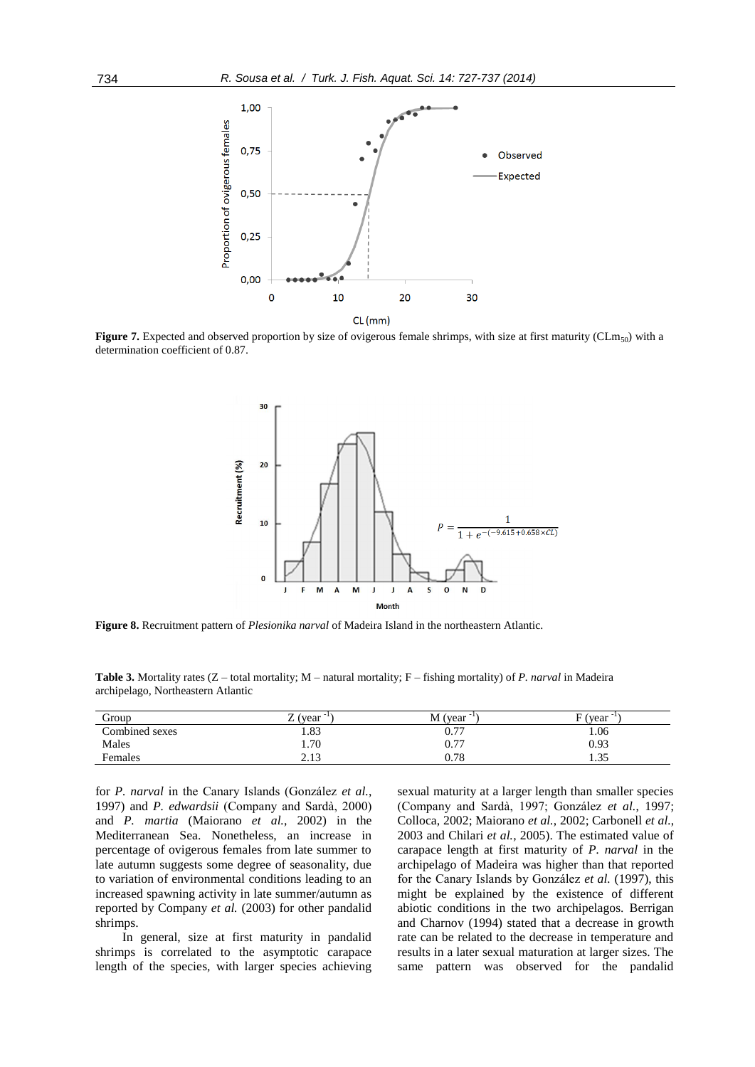**Figure 7.** Expected and observed proportion by size of ovigerous female shrimps, with size at first maturity ($CLm_{50}$) with a determination coefficient of 0.87.

**Figure 8.** Recruitment pattern of *Plesionika narval* of Madeira Island in the northeastern Atlantic.

**Table 3.** Mortality rates (Z – total mortality; M – natural mortality; F – fishing mortality) of *P. narval* in Madeira archipelago, Northeastern Atlantic

| Group | Z (year $^{-1}$) | M (year $^{-1}$) | F (year $^{-1}$) |
| --- | --- | --- | --- |
| Combined sexes | 1.83 | 0.77 | 1.06 |
| Males | 1.70 | 0.77 | 0.93 |
| Females | 2.13 | 0.78 | 1.35 |

for *P. narval* in the Canary Islands (González *et al.*, 1997) and *P. edwardsii* (Company and Sardà, 2000) and *P. martia* (Maiorano *et al.*, 2002) in the Mediterranean Sea. Nonetheless, an increase in percentage of ovigerous females from late summer to late autumn suggests some degree of seasonality, due to variation of environmental conditions leading to an increased spawning activity in late summer/autumn as reported by Company *et al.* (2003) for other pandalid shrimps.

In general, size at first maturity in pandalid shrimps is correlated to the asymptotic carapace length of the species, with larger species achieving sexual maturity at a larger length than smaller species (Company and Sardà, 1997; González *et al.*, 1997; Colloca, 2002; Maiorano *et al.*, 2002; Carbonell *et al.*, 2003 and Chilari *et al.*, 2005). The estimated value of carapace length at first maturity of *P. narval* in the archipelago of Madeira was higher than that reported for the Canary Islands by González *et al.* (1997), this might be explained by the existence of different abiotic conditions in the two archipelagos. Berrigan and Charnov (1994) stated that a decrease in growth rate can be related to the decrease in temperature and results in a later sexual maturation at larger sizes. The same pattern was observed for the pandalid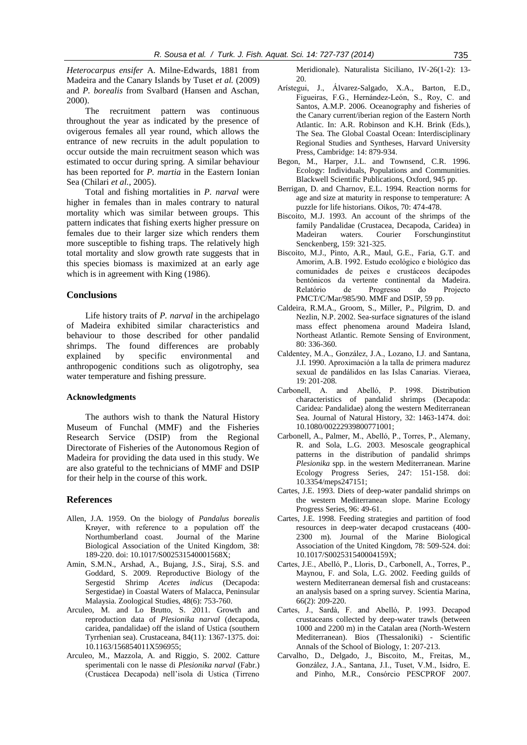*Heterocarpus ensifer* A. Milne-Edwards, 1881 from Madeira and the Canary Islands by Tuset *et al.* (2009) and *P. borealis* from Svalbard (Hansen and Aschan, 2000).

The recruitment pattern was continuous throughout the year as indicated by the presence of ovigerous females all year round, which allows the entrance of new recruits in the adult population to occur outside the main recruitment season which was estimated to occur during spring. A similar behaviour has been reported for *P. martia* in the Eastern Ionian Sea (Chilari *et al.*, 2005).

Total and fishing mortalities in *P. narval* were higher in females than in males contrary to natural mortality which was similar between groups. This pattern indicates that fishing exerts higher pressure on females due to their larger size which renders them more susceptible to fishing traps. The relatively high total mortality and slow growth rate suggests that in this species biomass is maximized at an early age which is in agreement with King (1986).

## Conclusions

Life history traits of *P. narval* in the archipelago of Madeira exhibited similar characteristics and behaviour to those described for other pandalid shrimps. The found differences are probably explained by specific environmental and anthropogenic conditions such as oligotrophy, sea water temperature and fishing pressure.

### Acknowledgments

The authors wish to thank the Natural History Museum of Funchal (MMF) and the Fisheries Research Service (DSIP) from the Regional Directorate of Fisheries of the Autonomous Region of Madeira for providing the data used in this study. We are also grateful to the technicians of MMF and DSIP for their help in the course of this work.

## References

Allen, J.A. 1959. On the biology of *Pandalus borealis* Krøyer, with reference to a population off the Northumberland coast. Journal of the Marine Biological Association of the United Kingdom, 38: 189-220. doi: 10.1017/S002531540001568X;

Amin, S.M.N., Arshad, A., Bujang, J.S., Siraj, S.S. and Goddard, S. 2009. Reproductive Biology of the Sergestid Shrimp *Acetes indicus* (Decapoda: Sergestidae) in Coastal Waters of Malacca, Peninsular Malaysia. Zoological Studies, 48(6): 753-760.

Arculeo, M. and Lo Brutto, S. 2011. Growth and reproduction data of *Plesionika narval* (decapoda, caridea, pandalidae) off the island of Ustica (southern Tyrrhenian sea). Crustaceana, 84(11): 1367-1375. doi: 10.1163/156854011X596955;

Arculeo, M., Mazzola, A. and Riggio, S. 2002. Catture sperimentali con le nasse di *Plesionika narval* (Fabr.) (Crustácea Decapoda) nell'isola di Ustica (Tirreno Meridionale). Naturalista Siciliano, IV-26(1-2): 13-20.

Arístegui, J., Álvarez-Salgado, X.A., Barton, E.D., Figueiras, F.G., Hernández-León, S., Roy, C. and Santos, A.M.P. 2006. Oceanography and fisheries of the Canary current/iberian region of the Eastern North Atlantic. In: A.R. Robinson and K.H. Brink (Eds.), The Sea. The Global Coastal Ocean: Interdisciplinary Regional Studies and Syntheses, Harvard University Press, Cambridge: 14: 879-934.

Begon, M., Harper, J.L. and Townsend, C.R. 1996. Ecology: Individuals, Populations and Communities. Blackwell Scientific Publications, Oxford, 945 pp.

Berrigan, D. and Charnov, E.L. 1994. Reaction norms for age and size at maturity in response to temperature: A puzzle for life historians. Oikos, 70: 474-478.

Biscoito, M.J. 1993. An account of the shrimps of the family Pandalidae (Crustacea, Decapoda, Caridea) in Madeiran waters. Courier Forschunginstitut Senckenberg, 159: 321-325.

Biscoito, M.J., Pinto, A.R., Maul, G.E., Faria, G.T. and Amorim, A.B. 1992. Estudo ecológico e biológico das comunidades de peixes e crustáceos decápodes bentónicos da vertente continental da Madeira. Relatório de Progresso do Projecto PMCT/C/Mar/985/90. MMF and DSIP, 59 pp.

Caldeira, R.M.A., Groom, S., Miller, P., Pilgrim, D. and Nezlin, N.P. 2002. Sea-surface signatures of the island mass effect phenomena around Madeira Island, Northeast Atlantic. Remote Sensing of Environment, 80: 336-360.

Caldentey, M.A., González, J.A., Lozano, I.J. and Santana, J.I. 1990. Aproximación a la talla de primera madurez sexual de pandálidos en las Islas Canarias. Vieraea, 19: 201-208.

Carbonell, A. and Abelló, P. 1998. Distribution characteristics of pandalid shrimps (Decapoda: Caridea: Pandalidae) along the western Mediterranean Sea. Journal of Natural History, 32: 1463-1474. doi: 10.1080/00222939800771001;

Carbonell, A., Palmer, M., Abelló, P., Torres, P., Alemany, R. and Sola, L.G. 2003. Mesoscale geographical patterns in the distribution of pandalid shrimps *Plesionika* spp. in the western Mediterranean. Marine Ecology Progress Series, 247: 151-158. doi: 10.3354/meps247151;

Cartes, J.E. 1993. Diets of deep-water pandalid shrimps on the western Mediterranean slope. Marine Ecology Progress Series, 96: 49-61.

Cartes, J.E. 1998. Feeding strategies and partition of food resources in deep-water decapod crustaceans (400-2300 m). Journal of the Marine Biological Association of the United Kingdom, 78: 509-524. doi: 10.1017/S002531540004159X;

Cartes, J.E., Abelló, P., Lloris, D., Carbonell, A., Torres, P., Maynou, F. and Sola, L.G. 2002. Feeding guilds of western Mediterranean demersal fish and crustaceans: an analysis based on a spring survey. Scientia Marina, 66(2): 209-220.

Cartes, J., Sardà, F. and Abelló, P. 1993. Decapod crustaceans collected by deep-water trawls (between 1000 and 2200 m) in the Catalan area (North-Western Mediterranean). Bios (Thessaloniki) - Scientific Annals of the School of Biology, 1: 207-213.

Carvalho, D., Delgado, J., Biscoito, M., Freitas, M., González, J.A., Santana, J.I., Tuset, V.M., Isidro, E. and Pinho, M.R., Consórcio PESCPROF 2007.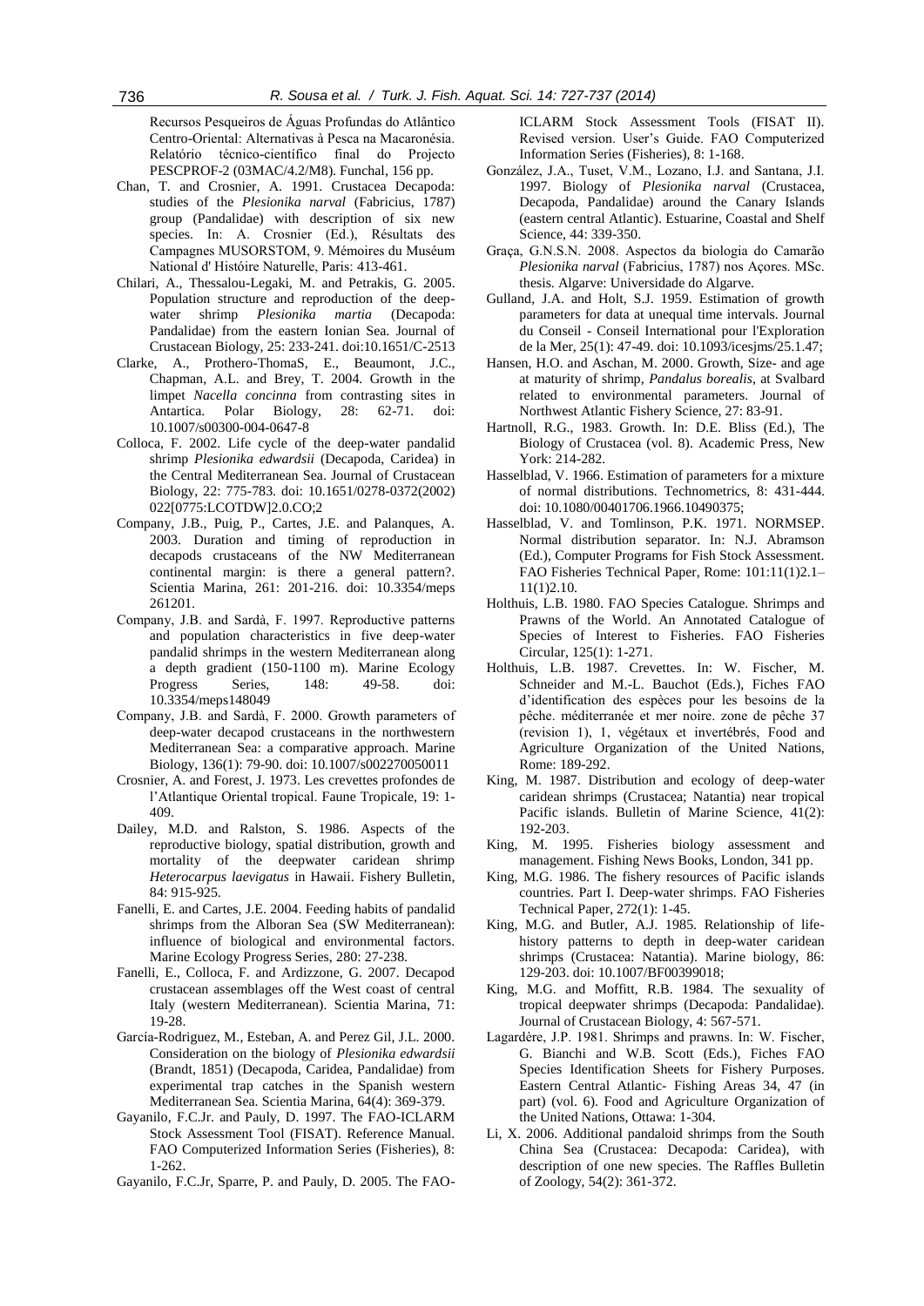Recursos Pesqueiros de Águas Profundas do Atlântico Centro-Oriental: Alternativas à Pesca na Macaronésia. Relatório técnico-científico final do Projecto PESCPROF-2 (03MAC/4.2/M8). Funchal, 156 pp.

Chan, T. and Crosnier, A. 1991. Crustacea Decapoda: studies of the *Plesionika narval* (Fabricius, 1787) group (Pandalidae) with description of six new species. In: A. Crosnier (Ed.), Résultats des Campagnes MUSORSTOM, 9. Mémoires du Muséum National d' Históire Naturelle, Paris: 413-461.

Chilari, A., Thessalou-Legaki, M. and Petrakis, G. 2005. Population structure and reproduction of the deep-water shrimp *Plesionika martia* (Decapoda: Pandalidae) from the eastern Ionian Sea. Journal of Crustacean Biology, 25: 233-241. doi:10.1651/C-2513

Clarke, A., Prothero-ThomaS, E., Beaumont, J.C., Chapman, A.L. and Brey, T. 2004. Growth in the limpet *Nacella concinna* from contrasting sites in Antartica. Polar Biology, 28: 62-71. doi: 10.1007/s00300-004-0647-8

Colloca, F. 2002. Life cycle of the deep-water pandalid shrimp *Plesionika edwardsii* (Decapoda, Caridea) in the Central Mediterranean Sea. Journal of Crustacean Biology, 22: 775-783. doi: 10.1651/0278-0372(2002)022[0775:LCOTDW]2.0.CO;2

Company, J.B., Puig, P., Cartes, J.E. and Palanques, A. 2003. Duration and timing of reproduction in decapods crustaceans of the NW Mediterranean continental margin: is there a general pattern?. Scientia Marina, 261: 201-216. doi: 10.3354/meps 261201.

Company, J.B. and Sardà, F. 1997. Reproductive patterns and population characteristics in five deep-water pandalid shrimps in the western Mediterranean along a depth gradient (150-1100 m). Marine Ecology Progress Series, 148: 49-58. doi: 10.3354/meps148049

Company, J.B. and Sardà, F. 2000. Growth parameters of deep-water decapod crustaceans in the northwestern Mediterranean Sea: a comparative approach. Marine Biology, 136(1): 79-90. doi: 10.1007/s002270050011

Crosnier, A. and Forest, J. 1973. Les crevettes profondes de l'Atlantique Oriental tropical. Faune Tropicale, 19: 1-409.

Dailey, M.D. and Ralston, S. 1986. Aspects of the reproductive biology, spatial distribution, growth and mortality of the deepwater caridean shrimp *Heterocarpus laevigatus* in Hawaii. Fishery Bulletin, 84: 915-925.

Fanelli, E. and Cartes, J.E. 2004. Feeding habits of pandalid shrimps from the Alboran Sea (SW Mediterranean): influence of biological and environmental factors. Marine Ecology Progress Series, 280: 27-238.

Fanelli, E., Colloca, F. and Ardizzone, G. 2007. Decapod crustacean assemblages off the West coast of central Italy (western Mediterranean). Scientia Marina, 71: 19-28.

García-Rodriguez, M., Esteban, A. and Perez Gil, J.L. 2000. Consideration on the biology of *Plesionika edwardsii* (Brandt, 1851) (Decapoda, Caridea, Pandalidae) from experimental trap catches in the Spanish western Mediterranean Sea. Scientia Marina, 64(4): 369-379.

Gayanilo, F.C.Jr. and Pauly, D. 1997. The FAO-ICLARM Stock Assessment Tool (FISAT). Reference Manual. FAO Computerized Information Series (Fisheries), 8: 1-262.

Gayanilo, F.C.Jr, Sparre, P. and Pauly, D. 2005. The FAO-ICLARM Stock Assessment Tools (FISAT II). Revised version. User's Guide. FAO Computerized Information Series (Fisheries), 8: 1-168.

González, J.A., Tuset, V.M., Lozano, I.J. and Santana, J.I. 1997. Biology of *Plesionika narval* (Crustacea, Decapoda, Pandalidae) around the Canary Islands (eastern central Atlantic). Estuarine, Coastal and Shelf Science, 44: 339-350.

Graça, G.N.S.N. 2008. Aspectos da biologia do Camarão *Plesionika narval* (Fabricius, 1787) nos Açores. MSc. thesis. Algarve: Universidade do Algarve.

Gulland, J.A. and Holt, S.J. 1959. Estimation of growth parameters for data at unequal time intervals. Journal du Conseil - Conseil International pour l'Exploration de la Mer, 25(1): 47-49. doi: 10.1093/icesjms/25.1.47;

Hansen, H.O. and Aschan, M. 2000. Growth, Size- and age at maturity of shrimp, *Pandalus borealis*, at Svalbard related to environmental parameters. Journal of Northwest Atlantic Fishery Science, 27: 83-91.

Hartnoll, R.G., 1983. Growth. In: D.E. Bliss (Ed.), The Biology of Crustacea (vol. 8). Academic Press, New York: 214-282.

Hasselblad, V. 1966. Estimation of parameters for a mixture of normal distributions. Technometrics, 8: 431-444. doi: 10.1080/00401706.1966.10490375;

Hasselblad, V. and Tomlinson, P.K. 1971. NORMSEP. Normal distribution separator. In: N.J. Abramson (Ed.), Computer Programs for Fish Stock Assessment. FAO Fisheries Technical Paper, Rome: 101:11(1)2.1–11(1)2.10.

Holthuis, L.B. 1980. FAO Species Catalogue. Shrimps and Prawns of the World. An Annotated Catalogue of Species of Interest to Fisheries. FAO Fisheries Circular, 125(1): 1-271.

Holthuis, L.B. 1987. Crevettes. In: W. Fischer, M. Schneider and M.-L. Bauchot (Eds.), Fiches FAO d'identification des espèces pour les besoins de la pêche. méditerranée et mer noire. zone de pêche 37 (revision 1), 1, végétaux et invertébrés, Food and Agriculture Organization of the United Nations, Rome: 189-292.

King, M. 1987. Distribution and ecology of deep-water caridean shrimps (Crustacea; Natantia) near tropical Pacific islands. Bulletin of Marine Science, 41(2): 192-203.

King, M. 1995. Fisheries biology assessment and management. Fishing News Books, London, 341 pp.

King, M.G. 1986. The fishery resources of Pacific islands countries. Part I. Deep-water shrimps. FAO Fisheries Technical Paper, 272(1): 1-45.

King, M.G. and Butler, A.J. 1985. Relationship of life-history patterns to depth in deep-water caridean shrimps (Crustacea: Natantia). Marine biology, 86: 129-203. doi: 10.1007/BF00399018;

King, M.G. and Moffitt, R.B. 1984. The sexuality of tropical deepwater shrimps (Decapoda: Pandalidae). Journal of Crustacean Biology, 4: 567-571.

Lagardère, J.P. 1981. Shrimps and prawns. In: W. Fischer, G. Bianchi and W.B. Scott (Eds.), Fiches FAO Species Identification Sheets for Fishery Purposes. Eastern Central Atlantic- Fishing Areas 34, 47 (in part) (vol. 6). Food and Agriculture Organization of the United Nations, Ottawa: 1-304.

Li, X. 2006. Additional pandaloid shrimps from the South China Sea (Crustacea: Decapoda: Caridea), with description of one new species. The Raffles Bulletin of Zoology, 54(2): 361-372.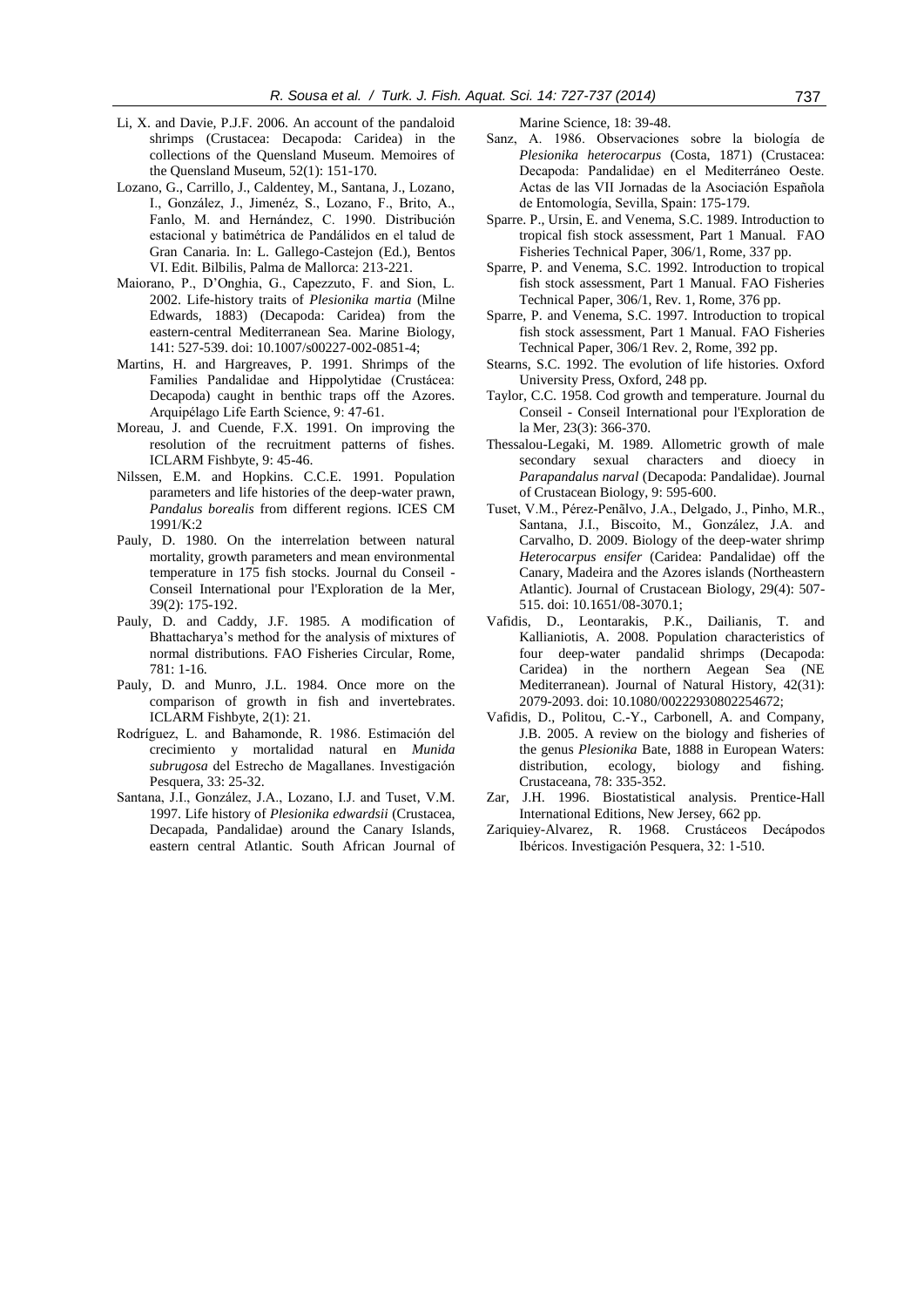Li, X. and Davie, P.J.F. 2006. An account of the pandaloid shrimps (Crustacea: Decapoda: Caridea) in the collections of the Quensland Museum. Memoires of the Quensland Museum, 52(1): 151-170.

Lozano, G., Carrillo, J., Caldentey, M., Santana, J., Lozano, I., González, J., Jimenéz, S., Lozano, F., Brito, A., Fanlo, M. and Hernández, C. 1990. Distribución estacional y batimétrica de Pandálidos en el talud de Gran Canaria. In: L. Gallego-Castejon (Ed.), Bentos VI. Edit. Bilbilis, Palma de Mallorca: 213-221.

Maiorano, P., D'Onghia, G., Capezzuto, F. and Sion, L. 2002. Life-history traits of *Plesionika martia* (Milne Edwards, 1883) (Decapoda: Caridea) from the eastern-central Mediterranean Sea. Marine Biology, 141: 527-539. doi: 10.1007/s00227-002-0851-4;

Martins, H. and Hargreaves, P. 1991. Shrimps of the Families Pandalidae and Hippolytidae (Crustácea: Decapoda) caught in benthic traps off the Azores. Arquipélago Life Earth Science, 9: 47-61.

Moreau, J. and Cuende, F.X. 1991. On improving the resolution of the recruitment patterns of fishes. ICLARM Fishbyte, 9: 45-46.

Nilssen, E.M. and Hopkins. C.C.E. 1991. Population parameters and life histories of the deep-water prawn, *Pandalus borealis* from different regions. ICES CM 1991/K:2

Pauly, D. 1980. On the interrelation between natural mortality, growth parameters and mean environmental temperature in 175 fish stocks. Journal du Conseil - Conseil International pour l'Exploration de la Mer, 39(2): 175-192.

Pauly, D. and Caddy, J.F. 1985. A modification of Bhattacharya's method for the analysis of mixtures of normal distributions. FAO Fisheries Circular, Rome, 781: 1-16.

Pauly, D. and Munro, J.L. 1984. Once more on the comparison of growth in fish and invertebrates. ICLARM Fishbyte, 2(1): 21.

Rodríguez, L. and Bahamonde, R. 1986. Estimación del crecimiento y mortalidad natural en *Munida subrugosa* del Estrecho de Magallanes. Investigación Pesquera, 33: 25-32.

Santana, J.I., González, J.A., Lozano, I.J. and Tuset, V.M. 1997. Life history of *Plesionika edwardsii* (Crustacea, Decapada, Pandalidae) around the Canary Islands, eastern central Atlantic. South African Journal of Marine Science, 18: 39-48.

Sanz, A. 1986. Observaciones sobre la biología de *Plesionika heterocarpus* (Costa, 1871) (Crustacea: Decapoda: Pandalidae) en el Mediterráneo Oeste. Actas de las VII Jornadas de la Asociación Española de Entomología, Sevilla, Spain: 175-179.

Sparre. P., Ursin, E. and Venema, S.C. 1989. Introduction to tropical fish stock assessment, Part 1 Manual. FAO Fisheries Technical Paper, 306/1, Rome, 337 pp.

Sparre, P. and Venema, S.C. 1992. Introduction to tropical fish stock assessment, Part 1 Manual. FAO Fisheries Technical Paper, 306/1, Rev. 1, Rome, 376 pp.

Sparre, P. and Venema, S.C. 1997. Introduction to tropical fish stock assessment, Part 1 Manual. FAO Fisheries Technical Paper, 306/1 Rev. 2, Rome, 392 pp.

Stearns, S.C. 1992. The evolution of life histories. Oxford University Press, Oxford, 248 pp.

Taylor, C.C. 1958. Cod growth and temperature. Journal du Conseil - Conseil International pour l'Exploration de la Mer, 23(3): 366-370.

Thessalou-Legaki, M. 1989. Allometric growth of male secondary sexual characters and dioecy in *Parapandalus narval* (Decapoda: Pandalidae). Journal of Crustacean Biology, 9: 595-600.

Tuset, V.M., Pérez-Penãlvo, J.A., Delgado, J., Pinho, M.R., Santana, J.I., Biscoito, M., González, J.A. and Carvalho, D. 2009. Biology of the deep-water shrimp *Heterocarpus ensifer* (Caridea: Pandalidae) off the Canary, Madeira and the Azores islands (Northeastern Atlantic). Journal of Crustacean Biology, 29(4): 507-515. doi: 10.1651/08-3070.1;

Vafidis, D., Leontarakis, P.K., Dailianis, T. and Kallianiotis, A. 2008. Population characteristics of four deep-water pandalid shrimps (Decapoda: Caridea) in the northern Aegean Sea (NE Mediterranean). Journal of Natural History, 42(31): 2079-2093. doi: 10.1080/00222930802254672;

Vafidis, D., Politou, C.-Y., Carbonell, A. and Company, J.B. 2005. A review on the biology and fisheries of the genus *Plesionika* Bate, 1888 in European Waters: distribution, ecology, biology and fishing. Crustaceana, 78: 335-352.

Zar, J.H. 1996. Biostatistical analysis. Prentice-Hall International Editions, New Jersey, 662 pp.

Zariquiey-Alvarez, R. 1968. Crustáceos Decápodos Ibéricos. Investigación Pesquera, 32: 1-510.